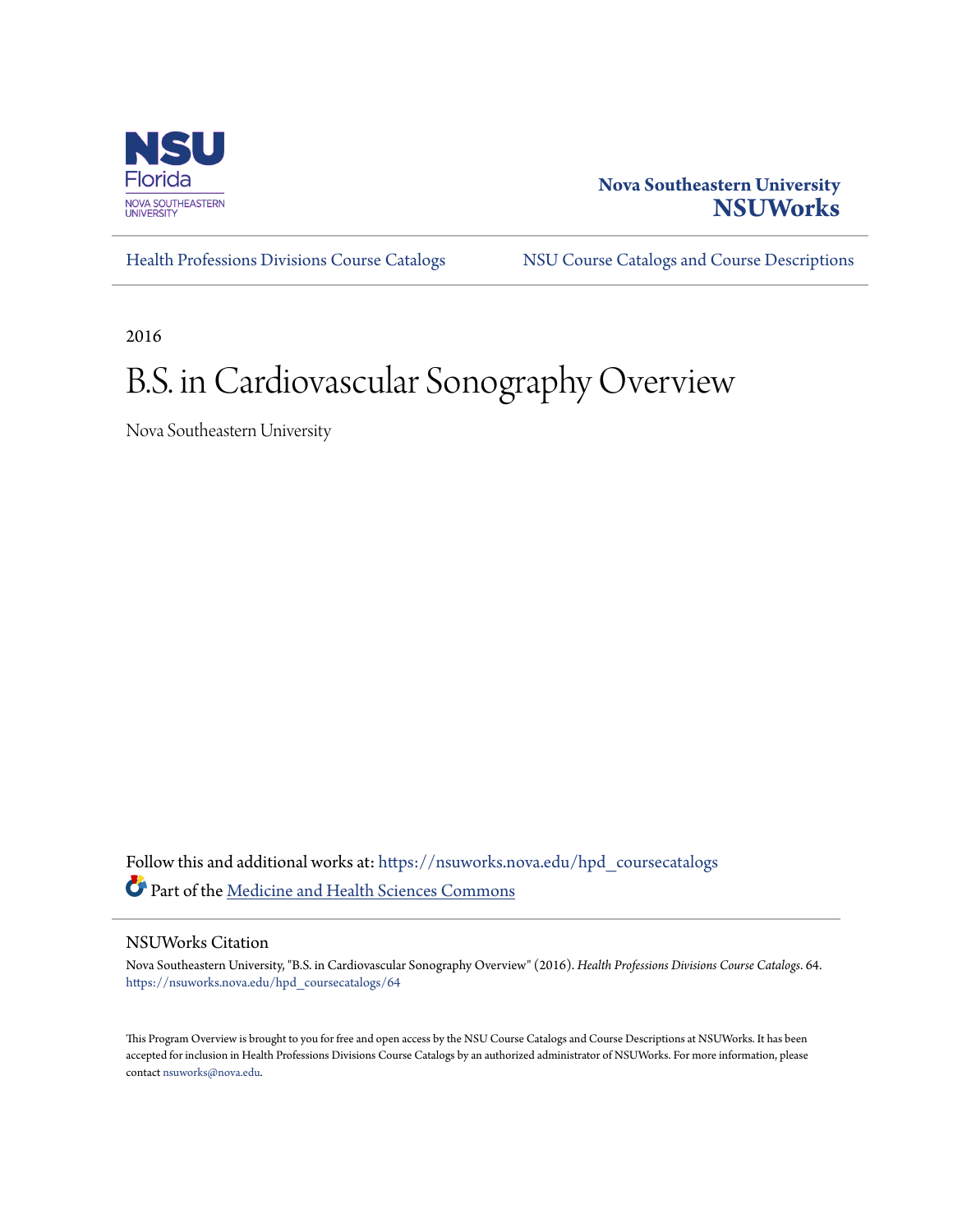Nova Southeastern University
**NSUWorks**

Health Professions Divisions Course Catalogs | NSU Course Catalogs and Course Descriptions

2016

# B.S. in Cardiovascular Sonography Overview

Nova Southeastern University

Follow this and additional works at: https://nsuworks.nova.edu/hpd_coursecatalogs

Part of the Medicine and Health Sciences Commons

## NSUWorks Citation

Nova Southeastern University, "B.S. in Cardiovascular Sonography Overview" (2016). *Health Professions Divisions Course Catalogs*. 64.
https://nsuworks.nova.edu/hpd_coursecatalogs/64

This Program Overview is brought to you for free and open access by the NSU Course Catalogs and Course Descriptions at NSUWorks. It has been accepted for inclusion in Health Professions Divisions Course Catalogs by an authorized administrator of NSUWorks. For more information, please contact nsuworks@nova.edu.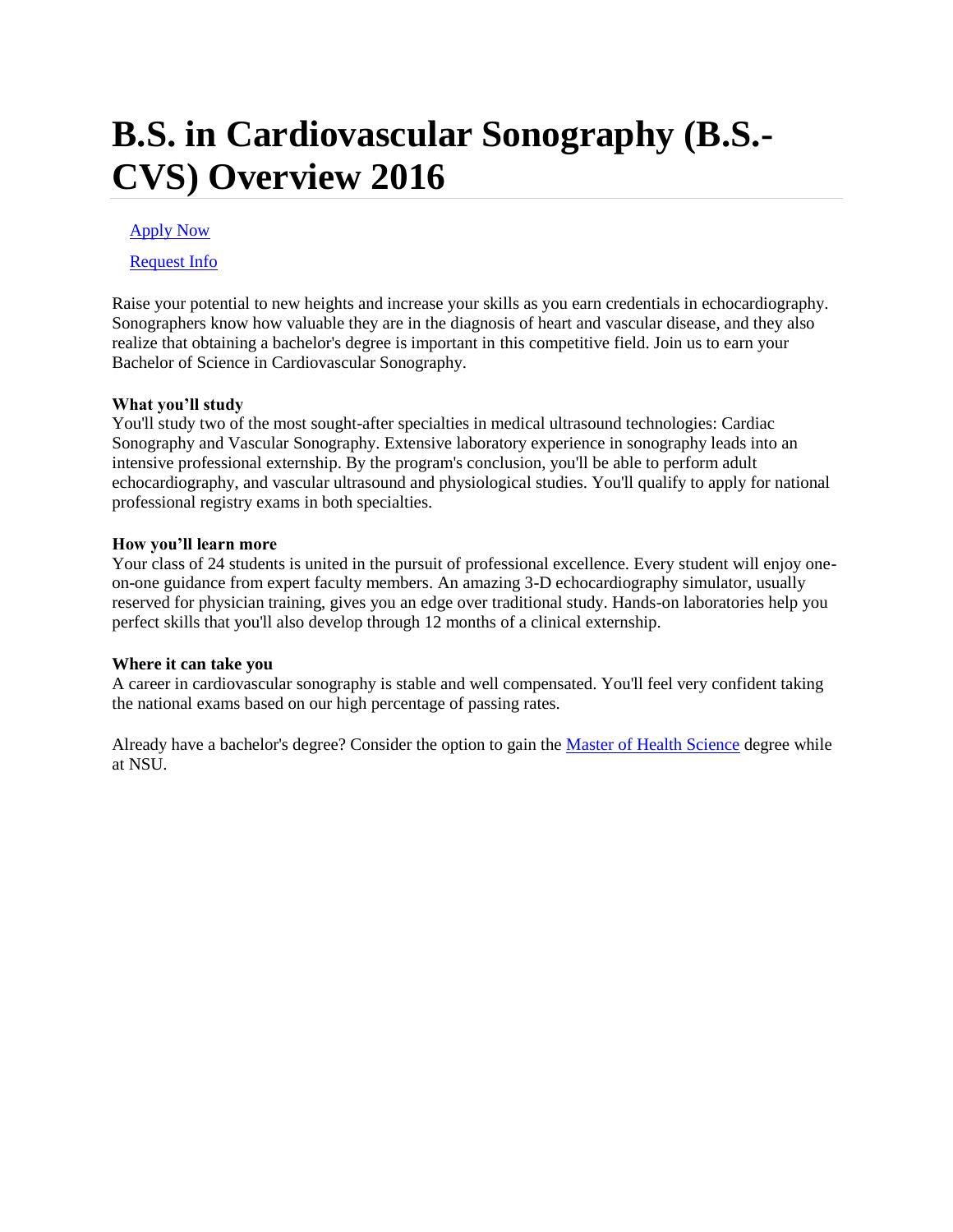# B.S. in Cardiovascular Sonography (B.S.-CVS) Overview 2016

[Apply Now]

[Request Info]

Raise your potential to new heights and increase your skills as you earn credentials in echocardiography. Sonographers know how valuable they are in the diagnosis of heart and vascular disease, and they also realize that obtaining a bachelor's degree is important in this competitive field. Join us to earn your Bachelor of Science in Cardiovascular Sonography.

**What you'll study**
You'll study two of the most sought-after specialties in medical ultrasound technologies: Cardiac Sonography and Vascular Sonography. Extensive laboratory experience in sonography leads into an intensive professional externship. By the program's conclusion, you'll be able to perform adult echocardiography, and vascular ultrasound and physiological studies. You'll qualify to apply for national professional registry exams in both specialties.

**How you'll learn more**
Your class of 24 students is united in the pursuit of professional excellence. Every student will enjoy one-on-one guidance from expert faculty members. An amazing 3-D echocardiography simulator, usually reserved for physician training, gives you an edge over traditional study. Hands-on laboratories help you perfect skills that you'll also develop through 12 months of a clinical externship.

**Where it can take you**
A career in cardiovascular sonography is stable and well compensated. You'll feel very confident taking the national exams based on our high percentage of passing rates.

Already have a bachelor's degree? Consider the option to gain the Master of Health Science degree while at NSU.